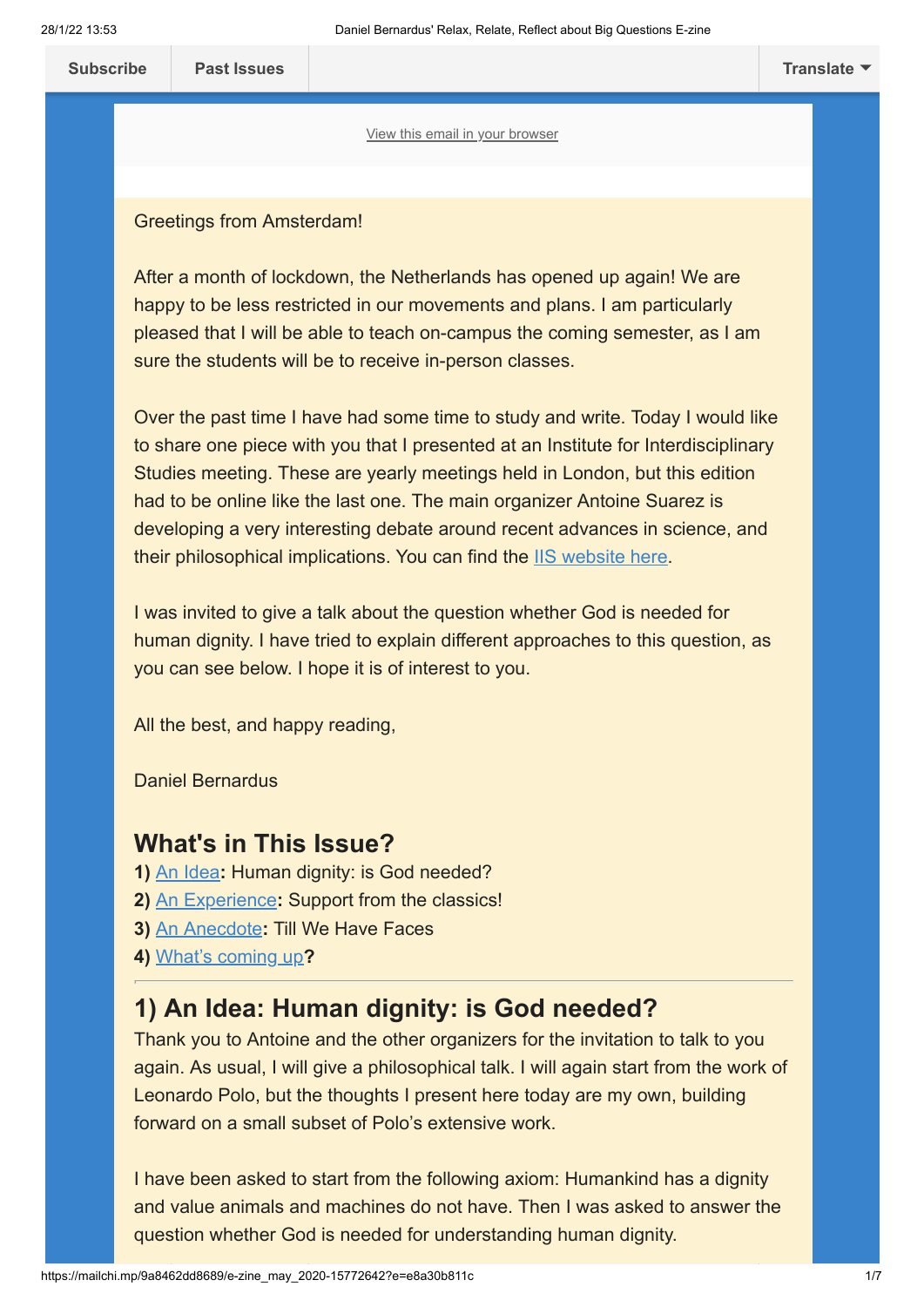Subscribe | Past Issues | Translate

View this email in your browser

Greetings from Amsterdam!

After a month of lockdown, the Netherlands has opened up again! We are happy to be less restricted in our movements and plans. I am particularly pleased that I will be able to teach on-campus the coming semester, as I am sure the students will be to receive in-person classes.

Over the past time I have had some time to study and write. Today I would like to share one piece with you that I presented at an Institute for Interdisciplinary Studies meeting. These are yearly meetings held in London, but this edition had to be online like the last one. The main organizer Antoine Suarez is developing a very interesting debate around recent advances in science, and their philosophical implications. You can find the IIS website here.

I was invited to give a talk about the question whether God is needed for human dignity. I have tried to explain different approaches to this question, as you can see below. I hope it is of interest to you.

All the best, and happy reading,

Daniel Bernardus

## What's in This Issue?

**1)** An Idea**:** Human dignity: is God needed?
**2)** An Experience**:** Support from the classics!
**3)** An Anecdote**:** Till We Have Faces
**4)** What's coming up**?**

---

## 1) An Idea: Human dignity: is God needed?

Thank you to Antoine and the other organizers for the invitation to talk to you again. As usual, I will give a philosophical talk. I will again start from the work of Leonardo Polo, but the thoughts I present here today are my own, building forward on a small subset of Polo's extensive work.

I have been asked to start from the following axiom: Humankind has a dignity and value animals and machines do not have. Then I was asked to answer the question whether God is needed for understanding human dignity.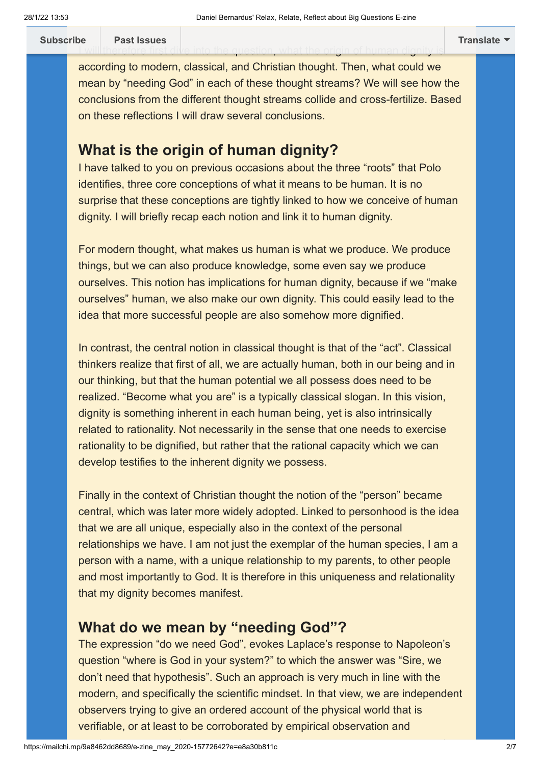I will therefore first dive into the question, what the origin of human dignity is according to modern, classical, and Christian thought. Then, what could we mean by "needing God" in each of these thought streams? We will see how the conclusions from the different thought streams collide and cross-fertilize. Based on these reflections I will draw several conclusions.

## What is the origin of human dignity?

I have talked to you on previous occasions about the three "roots" that Polo identifies, three core conceptions of what it means to be human. It is no surprise that these conceptions are tightly linked to how we conceive of human dignity. I will briefly recap each notion and link it to human dignity.

For modern thought, what makes us human is what we produce. We produce things, but we can also produce knowledge, some even say we produce ourselves. This notion has implications for human dignity, because if we "make ourselves" human, we also make our own dignity. This could easily lead to the idea that more successful people are also somehow more dignified.

In contrast, the central notion in classical thought is that of the "act". Classical thinkers realize that first of all, we are actually human, both in our being and in our thinking, but that the human potential we all possess does need to be realized. "Become what you are" is a typically classical slogan. In this vision, dignity is something inherent in each human being, yet is also intrinsically related to rationality. Not necessarily in the sense that one needs to exercise rationality to be dignified, but rather that the rational capacity which we can develop testifies to the inherent dignity we possess.

Finally in the context of Christian thought the notion of the "person" became central, which was later more widely adopted. Linked to personhood is the idea that we are all unique, especially also in the context of the personal relationships we have. I am not just the exemplar of the human species, I am a person with a name, with a unique relationship to my parents, to other people and most importantly to God. It is therefore in this uniqueness and relationality that my dignity becomes manifest.

## What do we mean by "needing God"?

The expression "do we need God", evokes Laplace's response to Napoleon's question "where is God in your system?" to which the answer was "Sire, we don't need that hypothesis". Such an approach is very much in line with the modern, and specifically the scientific mindset. In that view, we are independent observers trying to give an ordered account of the physical world that is verifiable, or at least to be corroborated by empirical observation and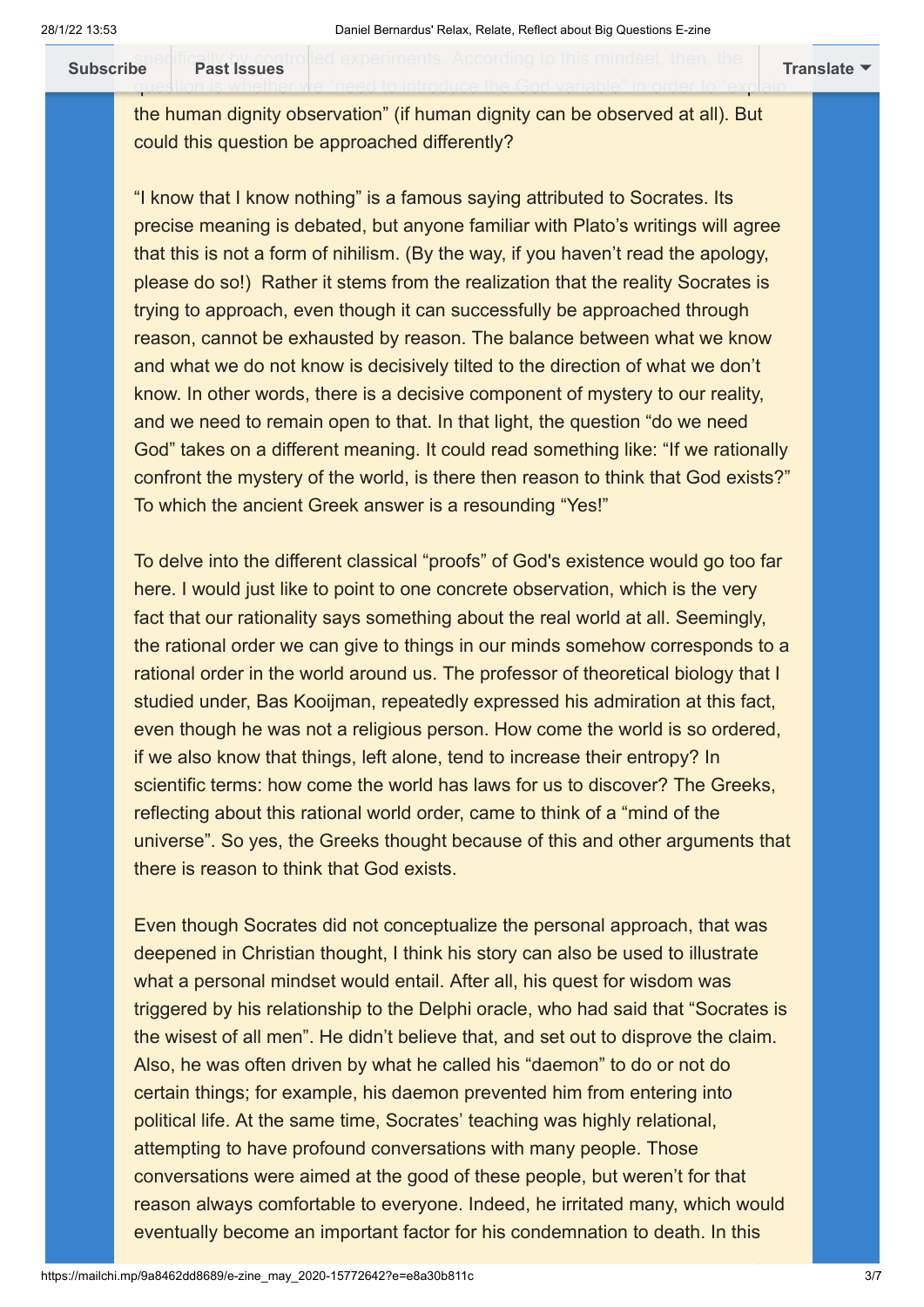specifically by controlled experiments. According to this mindset, then, the question is whether we "need to introduce the God variable" in order to "explain the human dignity observation" (if human dignity can be observed at all). But could this question be approached differently?

"I know that I know nothing" is a famous saying attributed to Socrates. Its precise meaning is debated, but anyone familiar with Plato's writings will agree that this is not a form of nihilism. (By the way, if you haven't read the apology, please do so!) Rather it stems from the realization that the reality Socrates is trying to approach, even though it can successfully be approached through reason, cannot be exhausted by reason. The balance between what we know and what we do not know is decisively tilted to the direction of what we don't know. In other words, there is a decisive component of mystery to our reality, and we need to remain open to that. In that light, the question "do we need God" takes on a different meaning. It could read something like: "If we rationally confront the mystery of the world, is there then reason to think that God exists?" To which the ancient Greek answer is a resounding "Yes!"

To delve into the different classical "proofs" of God's existence would go too far here. I would just like to point to one concrete observation, which is the very fact that our rationality says something about the real world at all. Seemingly, the rational order we can give to things in our minds somehow corresponds to a rational order in the world around us. The professor of theoretical biology that I studied under, Bas Kooijman, repeatedly expressed his admiration at this fact, even though he was not a religious person. How come the world is so ordered, if we also know that things, left alone, tend to increase their entropy? In scientific terms: how come the world has laws for us to discover? The Greeks, reflecting about this rational world order, came to think of a "mind of the universe". So yes, the Greeks thought because of this and other arguments that there is reason to think that God exists.

Even though Socrates did not conceptualize the personal approach, that was deepened in Christian thought, I think his story can also be used to illustrate what a personal mindset would entail. After all, his quest for wisdom was triggered by his relationship to the Delphi oracle, who had said that "Socrates is the wisest of all men". He didn't believe that, and set out to disprove the claim. Also, he was often driven by what he called his "daemon" to do or not do certain things; for example, his daemon prevented him from entering into political life. At the same time, Socrates' teaching was highly relational, attempting to have profound conversations with many people. Those conversations were aimed at the good of these people, but weren't for that reason always comfortable to everyone. Indeed, he irritated many, which would eventually become an important factor for his condemnation to death. In this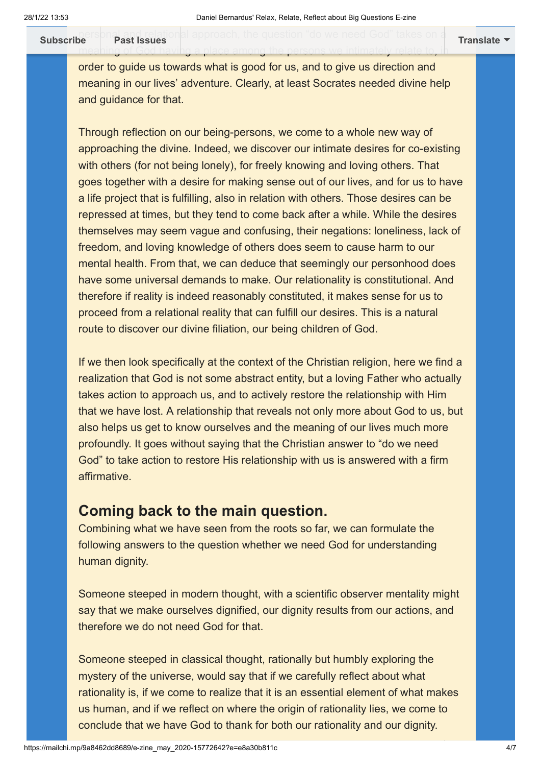personal and relational approach, the question "do we need God" takes on a meaning of God having a place among the persons we intimately relate to, in order to guide us towards what is good for us, and to give us direction and meaning in our lives' adventure. Clearly, at least Socrates needed divine help and guidance for that.

Through reflection on our being-persons, we come to a whole new way of approaching the divine. Indeed, we discover our intimate desires for co-existing with others (for not being lonely), for freely knowing and loving others. That goes together with a desire for making sense out of our lives, and for us to have a life project that is fulfilling, also in relation with others. Those desires can be repressed at times, but they tend to come back after a while. While the desires themselves may seem vague and confusing, their negations: loneliness, lack of freedom, and loving knowledge of others does seem to cause harm to our mental health. From that, we can deduce that seemingly our personhood does have some universal demands to make. Our relationality is constitutional. And therefore if reality is indeed reasonably constituted, it makes sense for us to proceed from a relational reality that can fulfill our desires. This is a natural route to discover our divine filiation, our being children of God.

If we then look specifically at the context of the Christian religion, here we find a realization that God is not some abstract entity, but a loving Father who actually takes action to approach us, and to actively restore the relationship with Him that we have lost. A relationship that reveals not only more about God to us, but also helps us get to know ourselves and the meaning of our lives much more profoundly. It goes without saying that the Christian answer to "do we need God" to take action to restore His relationship with us is answered with a firm affirmative.

## Coming back to the main question.

Combining what we have seen from the roots so far, we can formulate the following answers to the question whether we need God for understanding human dignity.

Someone steeped in modern thought, with a scientific observer mentality might say that we make ourselves dignified, our dignity results from our actions, and therefore we do not need God for that.

Someone steeped in classical thought, rationally but humbly exploring the mystery of the universe, would say that if we carefully reflect about what rationality is, if we come to realize that it is an essential element of what makes us human, and if we reflect on where the origin of rationality lies, we come to conclude that we have God to thank for both our rationality and our dignity.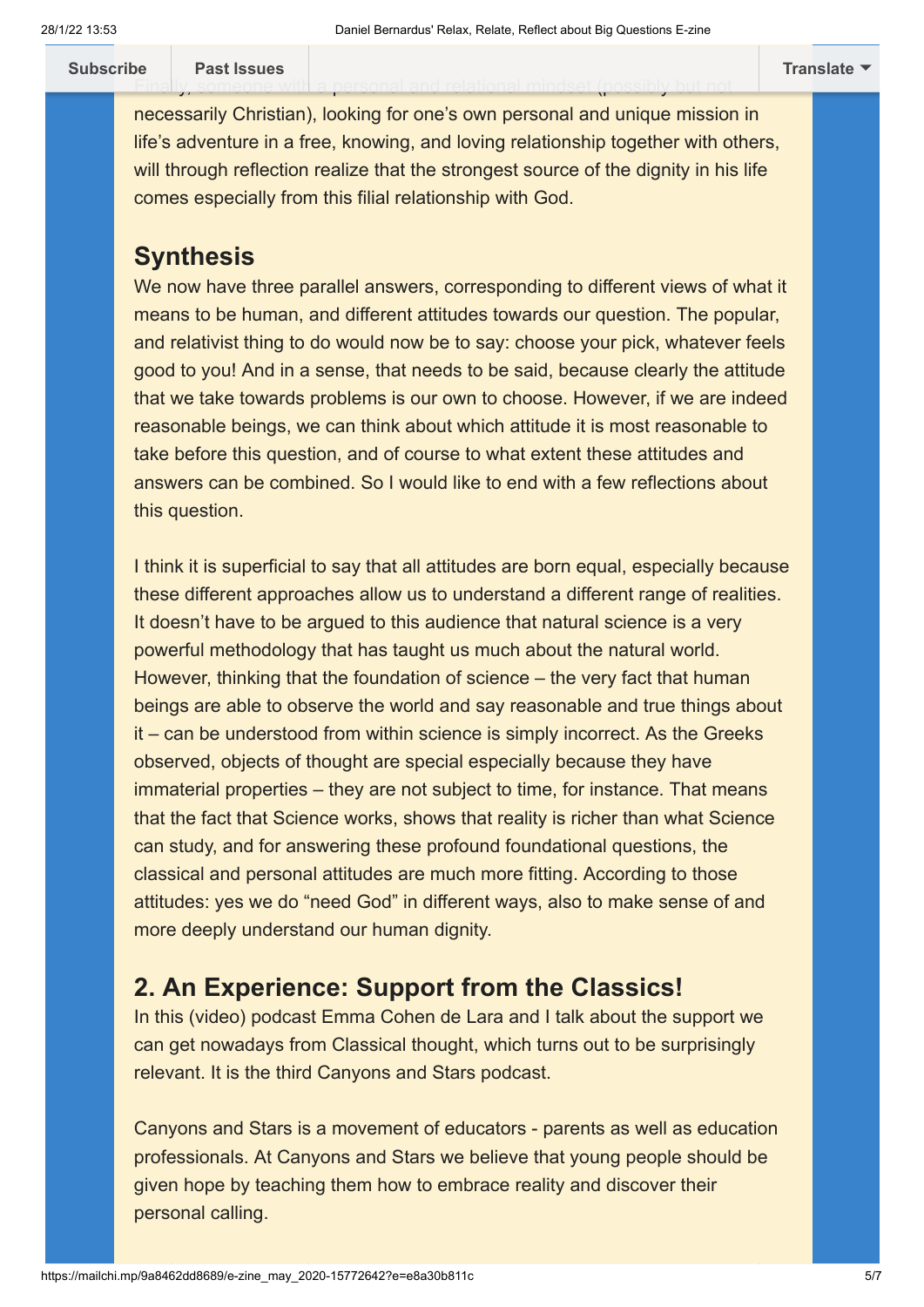Finally, someone with a personal and relational mindset (possibly but not necessarily Christian), looking for one's own personal and unique mission in life's adventure in a free, knowing, and loving relationship together with others, will through reflection realize that the strongest source of the dignity in his life comes especially from this filial relationship with God.

## Synthesis

We now have three parallel answers, corresponding to different views of what it means to be human, and different attitudes towards our question. The popular, and relativist thing to do would now be to say: choose your pick, whatever feels good to you! And in a sense, that needs to be said, because clearly the attitude that we take towards problems is our own to choose. However, if we are indeed reasonable beings, we can think about which attitude it is most reasonable to take before this question, and of course to what extent these attitudes and answers can be combined. So I would like to end with a few reflections about this question.

I think it is superficial to say that all attitudes are born equal, especially because these different approaches allow us to understand a different range of realities. It doesn't have to be argued to this audience that natural science is a very powerful methodology that has taught us much about the natural world. However, thinking that the foundation of science – the very fact that human beings are able to observe the world and say reasonable and true things about it – can be understood from within science is simply incorrect. As the Greeks observed, objects of thought are special especially because they have immaterial properties – they are not subject to time, for instance. That means that the fact that Science works, shows that reality is richer than what Science can study, and for answering these profound foundational questions, the classical and personal attitudes are much more fitting. According to those attitudes: yes we do "need God" in different ways, also to make sense of and more deeply understand our human dignity.

## 2. An Experience: Support from the Classics!

In this (video) podcast Emma Cohen de Lara and I talk about the support we can get nowadays from Classical thought, which turns out to be surprisingly relevant. It is the third Canyons and Stars podcast.

Canyons and Stars is a movement of educators - parents as well as education professionals. At Canyons and Stars we believe that young people should be given hope by teaching them how to embrace reality and discover their personal calling.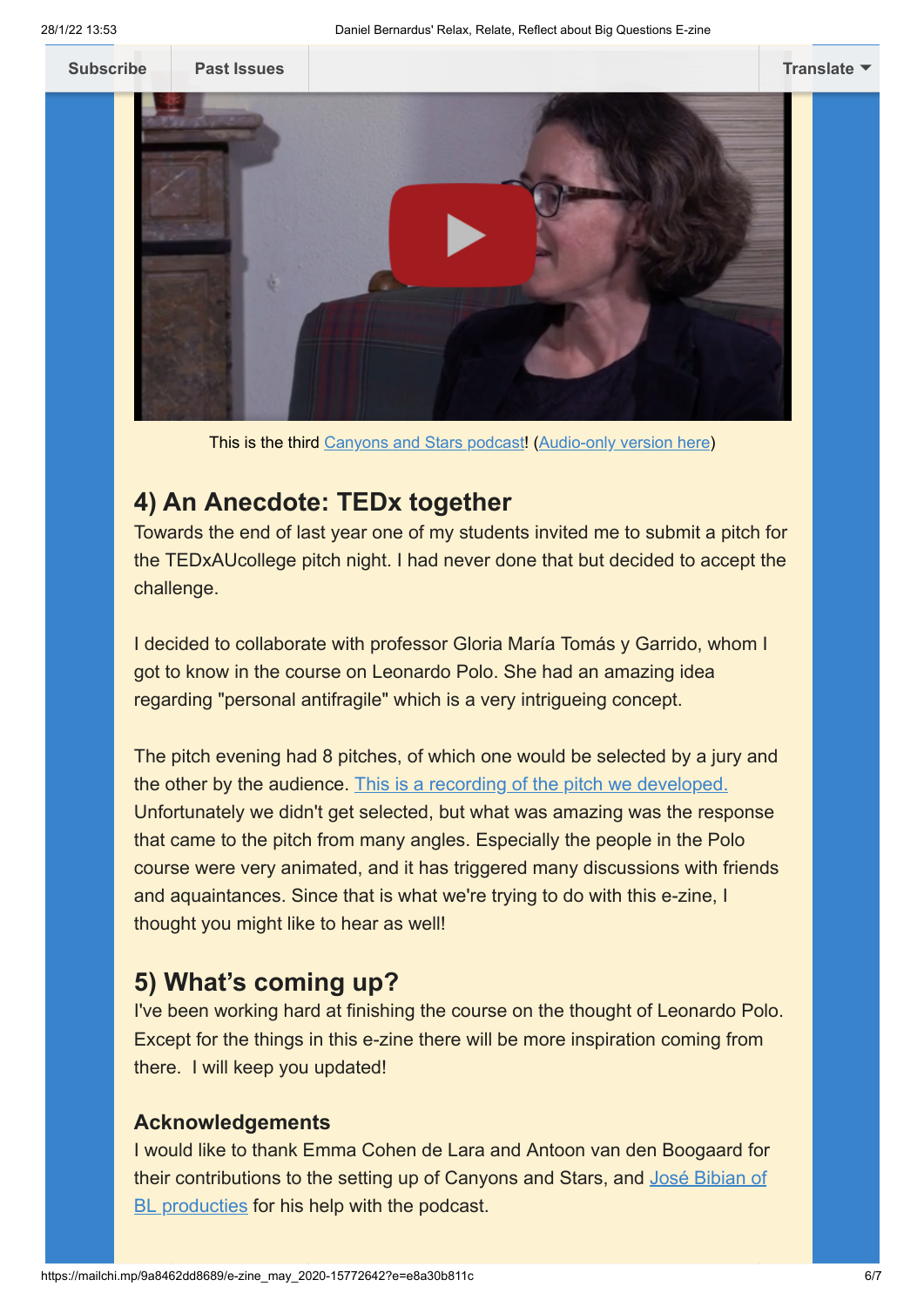Subscribe | Past Issues | Translate

This is the third Canyons and Stars podcast! (Audio-only version here)

## 4) An Anecdote: TEDx together

Towards the end of last year one of my students invited me to submit a pitch for the TEDxAUcollege pitch night. I had never done that but decided to accept the challenge.

I decided to collaborate with professor Gloria María Tomás y Garrido, whom I got to know in the course on Leonardo Polo. She had an amazing idea regarding "personal antifragile" which is a very intrigueing concept.

The pitch evening had 8 pitches, of which one would be selected by a jury and the other by the audience. This is a recording of the pitch we developed. Unfortunately we didn't get selected, but what was amazing was the response that came to the pitch from many angles. Especially the people in the Polo course were very animated, and it has triggered many discussions with friends and aquaintances. Since that is what we're trying to do with this e-zine, I thought you might like to hear as well!

## 5) What's coming up?

I've been working hard at finishing the course on the thought of Leonardo Polo. Except for the things in this e-zine there will be more inspiration coming from there. I will keep you updated!

### Acknowledgements

I would like to thank Emma Cohen de Lara and Antoon van den Boogaard for their contributions to the setting up of Canyons and Stars, and José Bibian of BL producties for his help with the podcast.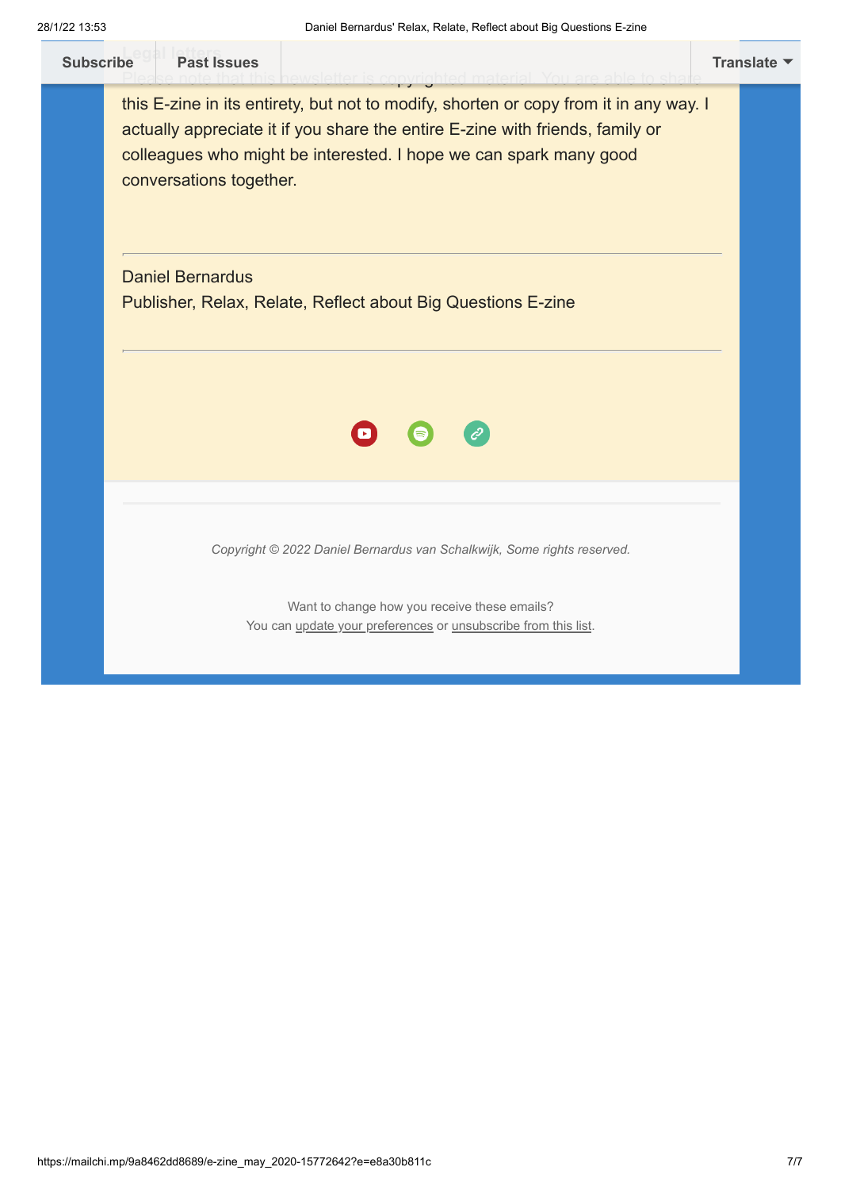## Legal letters

Please note that this newsletter is copyrighted material. You are able to share this E-zine in its entirety, but not to modify, shorten or copy from it in any way. I actually appreciate it if you share the entire E-zine with friends, family or colleagues who might be interested. I hope we can spark many good conversations together.

---

Daniel Bernardus
Publisher, Relax, Relate, Reflect about Big Questions E-zine

---

*Copyright © 2022 Daniel Bernardus van Schalkwijk, Some rights reserved.*

Want to change how you receive these emails?
You can update your preferences or unsubscribe from this list.